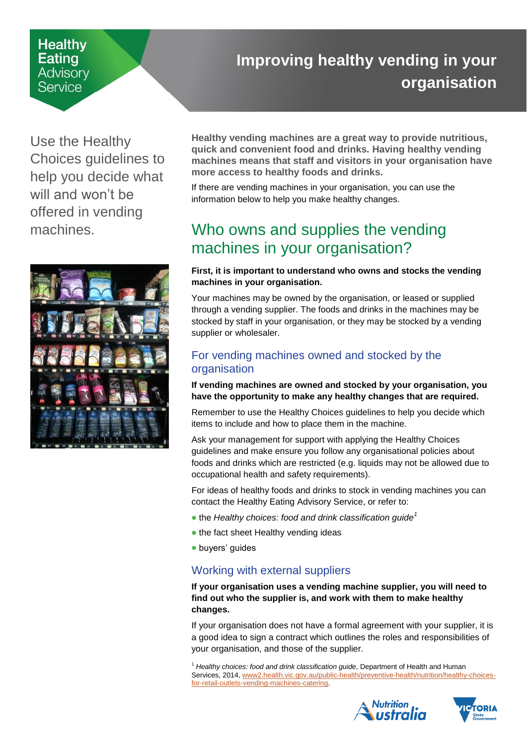Healthy Eating Advisory Service

# Improving healthy vending in your organisation

Use the Healthy Choices guidelines to help you decide what will and won't be offered in vending machines.

**Healthy vending machines are a great way to provide nutritious, quick and convenient food and drinks. Having healthy vending machines means that staff and visitors in your organisation have more access to healthy foods and drinks.**

If there are vending machines in your organisation, you can use the information below to help you make healthy changes.

## Who owns and supplies the vending machines in your organisation?

**First, it is important to understand who owns and stocks the vending machines in your organisation.**

Your machines may be owned by the organisation, or leased or supplied through a vending supplier. The foods and drinks in the machines may be stocked by staff in your organisation, or they may be stocked by a vending supplier or wholesaler.

### For vending machines owned and stocked by the organisation

**If vending machines are owned and stocked by your organisation, you have the opportunity to make any healthy changes that are required.**

Remember to use the Healthy Choices guidelines to help you decide which items to include and how to place them in the machine.

Ask your management for support with applying the Healthy Choices guidelines and make ensure you follow any organisational policies about foods and drinks which are restricted (e.g. liquids may not be allowed due to occupational health and safety requirements).

For ideas of healthy foods and drinks to stock in vending machines you can contact the Healthy Eating Advisory Service, or refer to:

- the *Healthy choices: food and drink classification guide*[1]
- the fact sheet Healthy vending ideas
- buyers' guides

### Working with external suppliers

**If your organisation uses a vending machine supplier, you will need to find out who the supplier is, and work with them to make healthy changes.**

If your organisation does not have a formal agreement with your supplier, it is a good idea to sign a contract which outlines the roles and responsibilities of your organisation, and those of the supplier.

[1] *Healthy choices: food and drink classification guide*, Department of Health and Human Services, 2014, www2.health.vic.gov.au/public-health/preventive-health/nutrition/healthy-choices-for-retail-outlets-vending-machines-catering.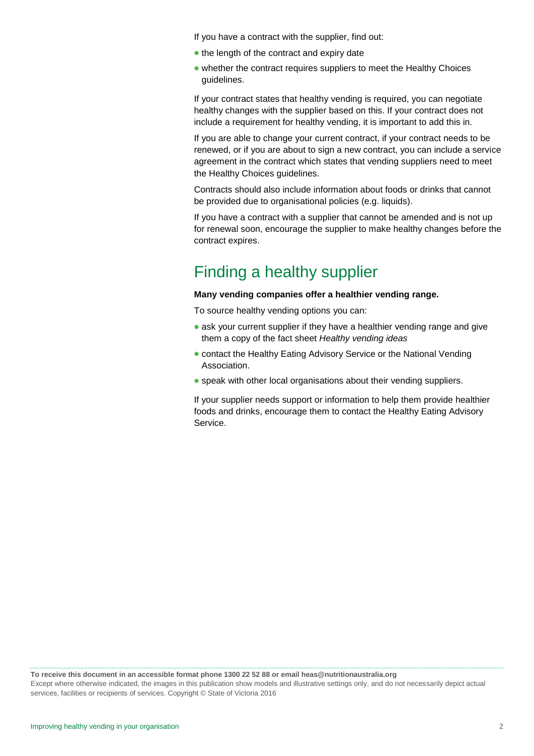If you have a contract with the supplier, find out:

- the length of the contract and expiry date
- whether the contract requires suppliers to meet the Healthy Choices guidelines.

If your contract states that healthy vending is required, you can negotiate healthy changes with the supplier based on this. If your contract does not include a requirement for healthy vending, it is important to add this in.

If you are able to change your current contract, if your contract needs to be renewed, or if you are about to sign a new contract, you can include a service agreement in the contract which states that vending suppliers need to meet the Healthy Choices guidelines.

Contracts should also include information about foods or drinks that cannot be provided due to organisational policies (e.g. liquids).

If you have a contract with a supplier that cannot be amended and is not up for renewal soon, encourage the supplier to make healthy changes before the contract expires.

## Finding a healthy supplier

**Many vending companies offer a healthier vending range.**

To source healthy vending options you can:

- ask your current supplier if they have a healthier vending range and give them a copy of the fact sheet *Healthy vending ideas*
- contact the Healthy Eating Advisory Service or the National Vending Association.
- speak with other local organisations about their vending suppliers.

If your supplier needs support or information to help them provide healthier foods and drinks, encourage them to contact the Healthy Eating Advisory Service.

**To receive this document in an accessible format phone 1300 22 52 88 or email heas@nutritionaustralia.org**

Except where otherwise indicated, the images in this publication show models and illustrative settings only, and do not necessarily depict actual services, facilities or recipients of services. Copyright © State of Victoria 2016